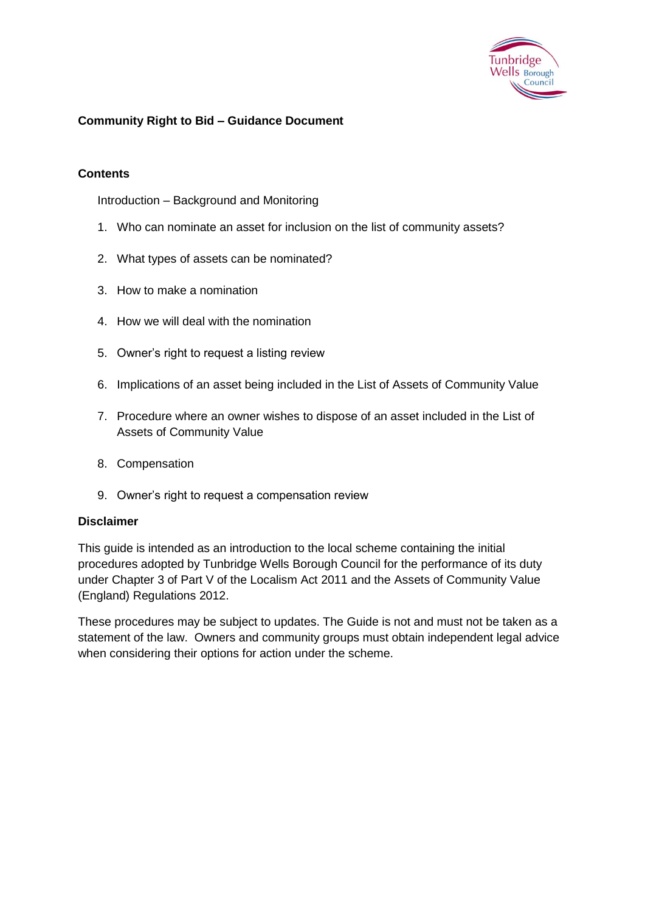# Community Right to Bid – Guidance Document

## Contents

Introduction – Background and Monitoring

1. Who can nominate an asset for inclusion on the list of community assets?
2. What types of assets can be nominated?
3. How to make a nomination
4. How we will deal with the nomination
5. Owner's right to request a listing review
6. Implications of an asset being included in the List of Assets of Community Value
7. Procedure where an owner wishes to dispose of an asset included in the List of Assets of Community Value
8. Compensation
9. Owner's right to request a compensation review

## Disclaimer

This guide is intended as an introduction to the local scheme containing the initial procedures adopted by Tunbridge Wells Borough Council for the performance of its duty under Chapter 3 of Part V of the Localism Act 2011 and the Assets of Community Value (England) Regulations 2012.

These procedures may be subject to updates. The Guide is not and must not be taken as a statement of the law. Owners and community groups must obtain independent legal advice when considering their options for action under the scheme.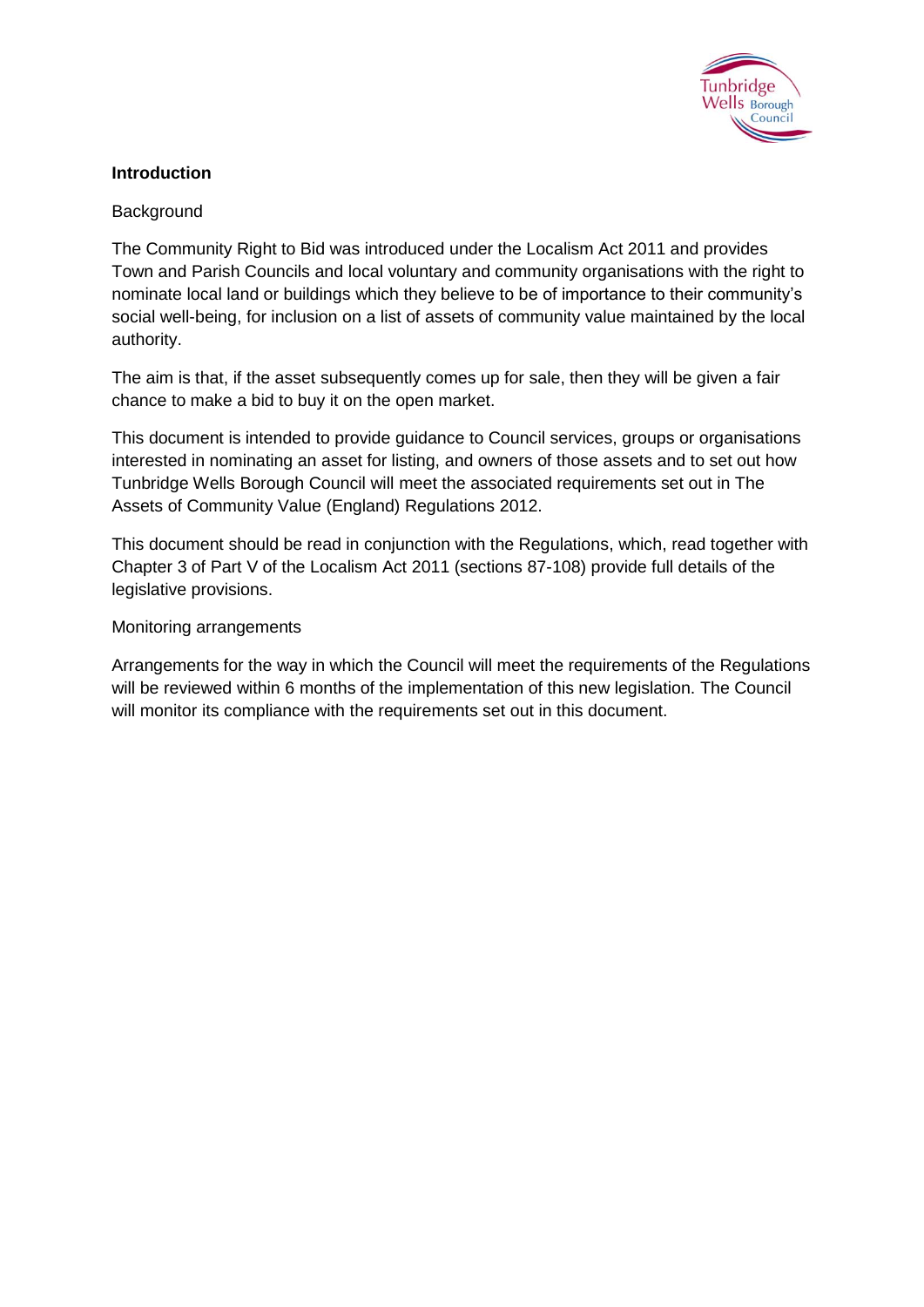## Introduction

### Background

The Community Right to Bid was introduced under the Localism Act 2011 and provides Town and Parish Councils and local voluntary and community organisations with the right to nominate local land or buildings which they believe to be of importance to their community's social well-being, for inclusion on a list of assets of community value maintained by the local authority.

The aim is that, if the asset subsequently comes up for sale, then they will be given a fair chance to make a bid to buy it on the open market.

This document is intended to provide guidance to Council services, groups or organisations interested in nominating an asset for listing, and owners of those assets and to set out how Tunbridge Wells Borough Council will meet the associated requirements set out in The Assets of Community Value (England) Regulations 2012.

This document should be read in conjunction with the Regulations, which, read together with Chapter 3 of Part V of the Localism Act 2011 (sections 87-108) provide full details of the legislative provisions.

### Monitoring arrangements

Arrangements for the way in which the Council will meet the requirements of the Regulations will be reviewed within 6 months of the implementation of this new legislation. The Council will monitor its compliance with the requirements set out in this document.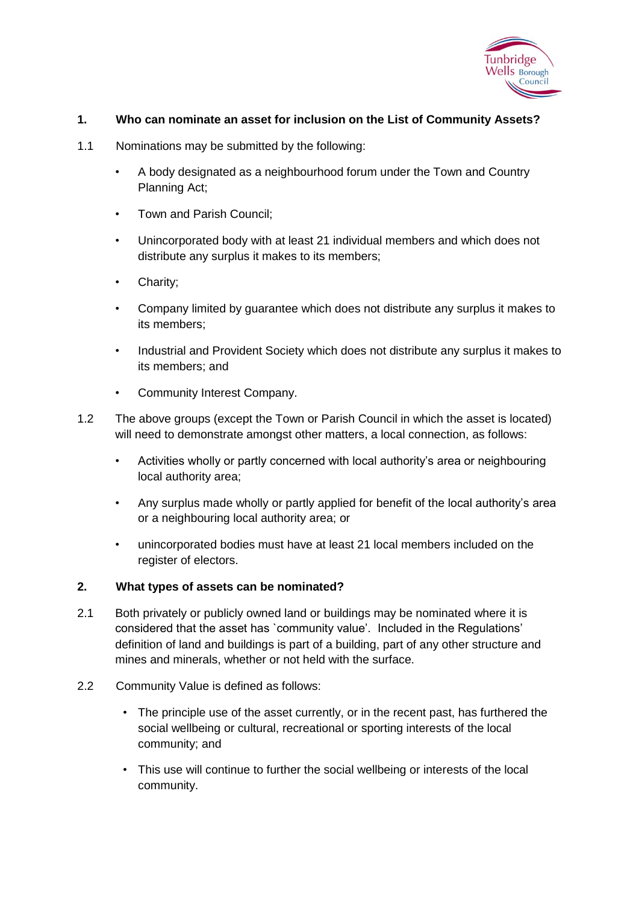## 1. Who can nominate an asset for inclusion on the List of Community Assets?

1.1 Nominations may be submitted by the following:

- A body designated as a neighbourhood forum under the Town and Country Planning Act;
- Town and Parish Council;
- Unincorporated body with at least 21 individual members and which does not distribute any surplus it makes to its members;
- Charity;
- Company limited by guarantee which does not distribute any surplus it makes to its members;
- Industrial and Provident Society which does not distribute any surplus it makes to its members; and
- Community Interest Company.

1.2 The above groups (except the Town or Parish Council in which the asset is located) will need to demonstrate amongst other matters, a local connection, as follows:

- Activities wholly or partly concerned with local authority's area or neighbouring local authority area;
- Any surplus made wholly or partly applied for benefit of the local authority's area or a neighbouring local authority area; or
- unincorporated bodies must have at least 21 local members included on the register of electors.

## 2. What types of assets can be nominated?

2.1 Both privately or publicly owned land or buildings may be nominated where it is considered that the asset has `community value'. Included in the Regulations' definition of land and buildings is part of a building, part of any other structure and mines and minerals, whether or not held with the surface.

2.2 Community Value is defined as follows:

- The principle use of the asset currently, or in the recent past, has furthered the social wellbeing or cultural, recreational or sporting interests of the local community; and
- This use will continue to further the social wellbeing or interests of the local community.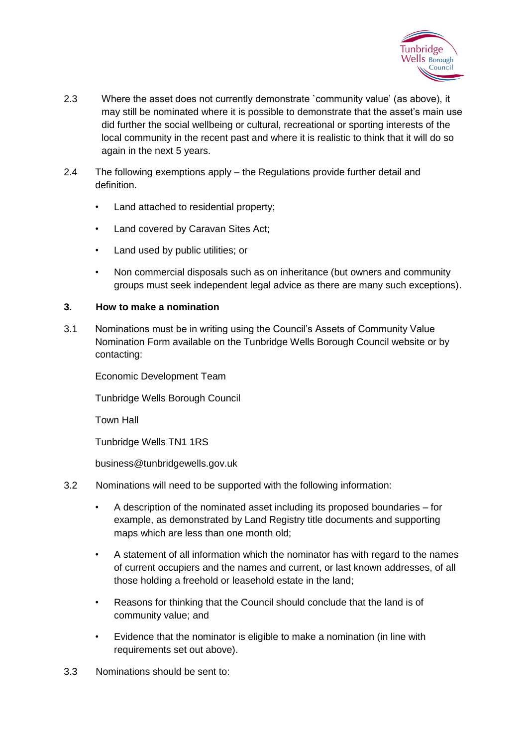2.3 Where the asset does not currently demonstrate `community value' (as above), it may still be nominated where it is possible to demonstrate that the asset's main use did further the social wellbeing or cultural, recreational or sporting interests of the local community in the recent past and where it is realistic to think that it will do so again in the next 5 years.

2.4 The following exemptions apply – the Regulations provide further detail and definition.

- Land attached to residential property;
- Land covered by Caravan Sites Act;
- Land used by public utilities; or
- Non commercial disposals such as on inheritance (but owners and community groups must seek independent legal advice as there are many such exceptions).

## 3. How to make a nomination

3.1 Nominations must be in writing using the Council's Assets of Community Value Nomination Form available on the Tunbridge Wells Borough Council website or by contacting:

Economic Development Team

Tunbridge Wells Borough Council

Town Hall

Tunbridge Wells TN1 1RS

business@tunbridgewells.gov.uk

3.2 Nominations will need to be supported with the following information:

- A description of the nominated asset including its proposed boundaries – for example, as demonstrated by Land Registry title documents and supporting maps which are less than one month old;
- A statement of all information which the nominator has with regard to the names of current occupiers and the names and current, or last known addresses, of all those holding a freehold or leasehold estate in the land;
- Reasons for thinking that the Council should conclude that the land is of community value; and
- Evidence that the nominator is eligible to make a nomination (in line with requirements set out above).

3.3 Nominations should be sent to: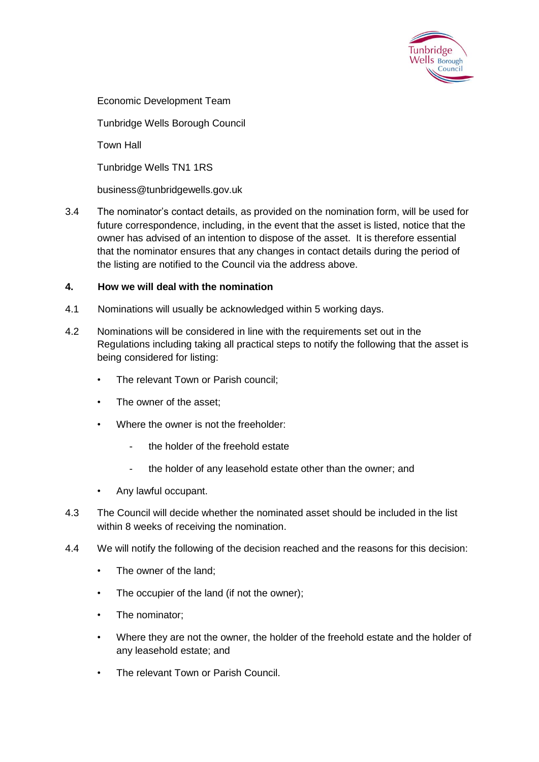Economic Development Team

Tunbridge Wells Borough Council

Town Hall

Tunbridge Wells TN1 1RS

business@tunbridgewells.gov.uk

3.4 The nominator's contact details, as provided on the nomination form, will be used for future correspondence, including, in the event that the asset is listed, notice that the owner has advised of an intention to dispose of the asset. It is therefore essential that the nominator ensures that any changes in contact details during the period of the listing are notified to the Council via the address above.

**4. How we will deal with the nomination**

4.1 Nominations will usually be acknowledged within 5 working days.

4.2 Nominations will be considered in line with the requirements set out in the Regulations including taking all practical steps to notify the following that the asset is being considered for listing:

- The relevant Town or Parish council;
- The owner of the asset;
- Where the owner is not the freeholder:
  - the holder of the freehold estate
  - the holder of any leasehold estate other than the owner; and
- Any lawful occupant.

4.3 The Council will decide whether the nominated asset should be included in the list within 8 weeks of receiving the nomination.

4.4 We will notify the following of the decision reached and the reasons for this decision:

- The owner of the land;
- The occupier of the land (if not the owner);
- The nominator;
- Where they are not the owner, the holder of the freehold estate and the holder of any leasehold estate; and
- The relevant Town or Parish Council.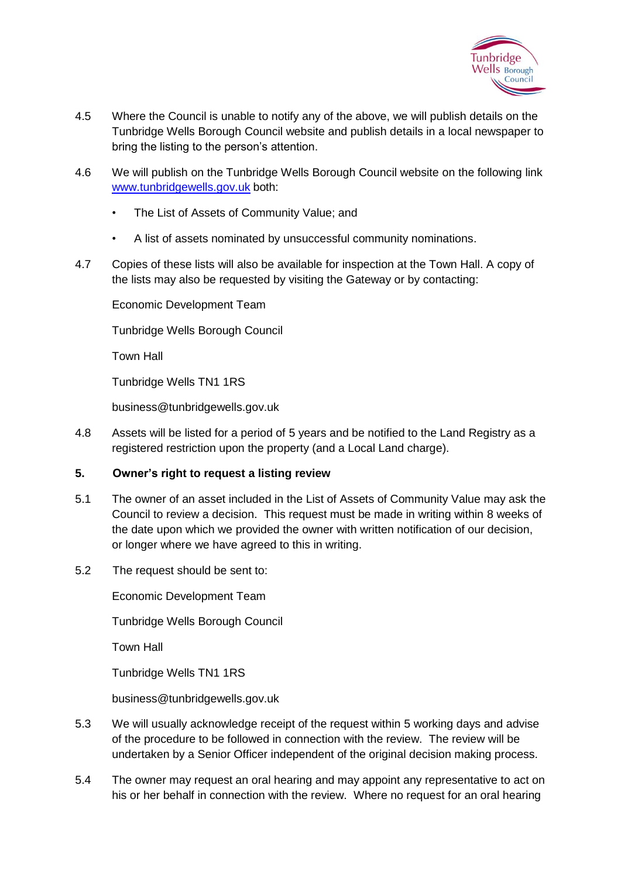4.5 Where the Council is unable to notify any of the above, we will publish details on the Tunbridge Wells Borough Council website and publish details in a local newspaper to bring the listing to the person's attention.

4.6 We will publish on the Tunbridge Wells Borough Council website on the following link [www.tunbridgewells.gov.uk](http://www.tunbridgewells.gov.uk) both:

- The List of Assets of Community Value; and
- A list of assets nominated by unsuccessful community nominations.

4.7 Copies of these lists will also be available for inspection at the Town Hall. A copy of the lists may also be requested by visiting the Gateway or by contacting:

Economic Development Team

Tunbridge Wells Borough Council

Town Hall

Tunbridge Wells TN1 1RS

business@tunbridgewells.gov.uk

4.8 Assets will be listed for a period of 5 years and be notified to the Land Registry as a registered restriction upon the property (and a Local Land charge).

## 5. Owner's right to request a listing review

5.1 The owner of an asset included in the List of Assets of Community Value may ask the Council to review a decision. This request must be made in writing within 8 weeks of the date upon which we provided the owner with written notification of our decision, or longer where we have agreed to this in writing.

5.2 The request should be sent to:

Economic Development Team

Tunbridge Wells Borough Council

Town Hall

Tunbridge Wells TN1 1RS

business@tunbridgewells.gov.uk

5.3 We will usually acknowledge receipt of the request within 5 working days and advise of the procedure to be followed in connection with the review. The review will be undertaken by a Senior Officer independent of the original decision making process.

5.4 The owner may request an oral hearing and may appoint any representative to act on his or her behalf in connection with the review. Where no request for an oral hearing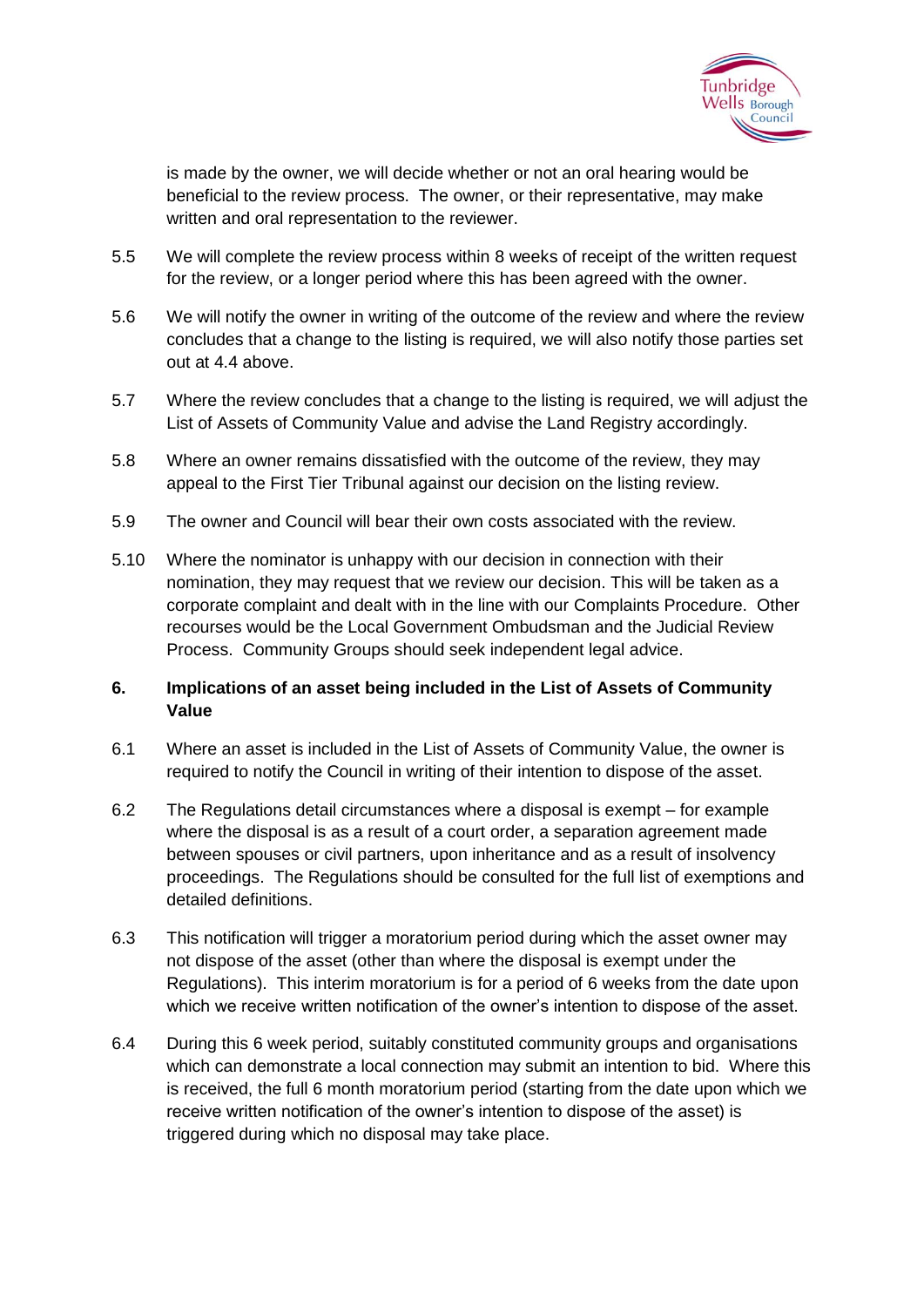is made by the owner, we will decide whether or not an oral hearing would be beneficial to the review process. The owner, or their representative, may make written and oral representation to the reviewer.

5.5 We will complete the review process within 8 weeks of receipt of the written request for the review, or a longer period where this has been agreed with the owner.

5.6 We will notify the owner in writing of the outcome of the review and where the review concludes that a change to the listing is required, we will also notify those parties set out at 4.4 above.

5.7 Where the review concludes that a change to the listing is required, we will adjust the List of Assets of Community Value and advise the Land Registry accordingly.

5.8 Where an owner remains dissatisfied with the outcome of the review, they may appeal to the First Tier Tribunal against our decision on the listing review.

5.9 The owner and Council will bear their own costs associated with the review.

5.10 Where the nominator is unhappy with our decision in connection with their nomination, they may request that we review our decision. This will be taken as a corporate complaint and dealt with in the line with our Complaints Procedure. Other recourses would be the Local Government Ombudsman and the Judicial Review Process. Community Groups should seek independent legal advice.

## 6. Implications of an asset being included in the List of Assets of Community Value

6.1 Where an asset is included in the List of Assets of Community Value, the owner is required to notify the Council in writing of their intention to dispose of the asset.

6.2 The Regulations detail circumstances where a disposal is exempt – for example where the disposal is as a result of a court order, a separation agreement made between spouses or civil partners, upon inheritance and as a result of insolvency proceedings. The Regulations should be consulted for the full list of exemptions and detailed definitions.

6.3 This notification will trigger a moratorium period during which the asset owner may not dispose of the asset (other than where the disposal is exempt under the Regulations). This interim moratorium is for a period of 6 weeks from the date upon which we receive written notification of the owner's intention to dispose of the asset.

6.4 During this 6 week period, suitably constituted community groups and organisations which can demonstrate a local connection may submit an intention to bid. Where this is received, the full 6 month moratorium period (starting from the date upon which we receive written notification of the owner's intention to dispose of the asset) is triggered during which no disposal may take place.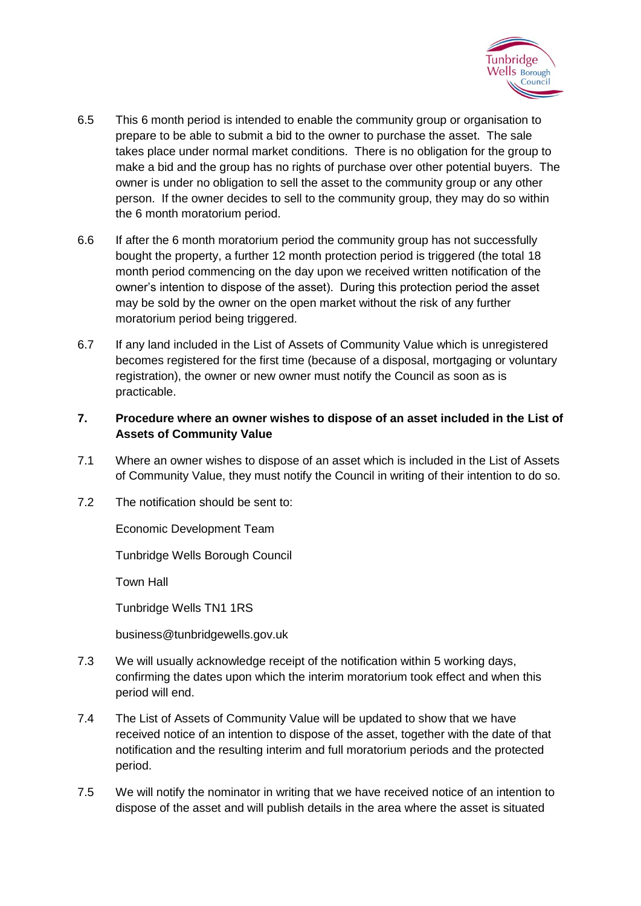6.5 This 6 month period is intended to enable the community group or organisation to prepare to be able to submit a bid to the owner to purchase the asset. The sale takes place under normal market conditions. There is no obligation for the group to make a bid and the group has no rights of purchase over other potential buyers. The owner is under no obligation to sell the asset to the community group or any other person. If the owner decides to sell to the community group, they may do so within the 6 month moratorium period.

6.6 If after the 6 month moratorium period the community group has not successfully bought the property, a further 12 month protection period is triggered (the total 18 month period commencing on the day upon we received written notification of the owner's intention to dispose of the asset). During this protection period the asset may be sold by the owner on the open market without the risk of any further moratorium period being triggered.

6.7 If any land included in the List of Assets of Community Value which is unregistered becomes registered for the first time (because of a disposal, mortgaging or voluntary registration), the owner or new owner must notify the Council as soon as is practicable.

## 7. Procedure where an owner wishes to dispose of an asset included in the List of Assets of Community Value

7.1 Where an owner wishes to dispose of an asset which is included in the List of Assets of Community Value, they must notify the Council in writing of their intention to do so.

7.2 The notification should be sent to:

Economic Development Team

Tunbridge Wells Borough Council

Town Hall

Tunbridge Wells TN1 1RS

business@tunbridgewells.gov.uk

7.3 We will usually acknowledge receipt of the notification within 5 working days, confirming the dates upon which the interim moratorium took effect and when this period will end.

7.4 The List of Assets of Community Value will be updated to show that we have received notice of an intention to dispose of the asset, together with the date of that notification and the resulting interim and full moratorium periods and the protected period.

7.5 We will notify the nominator in writing that we have received notice of an intention to dispose of the asset and will publish details in the area where the asset is situated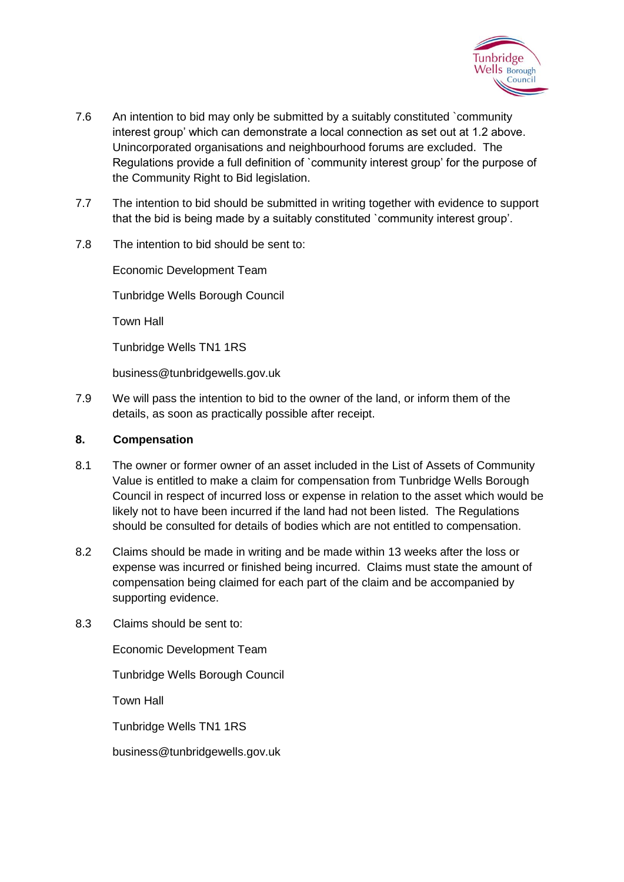7.6 An intention to bid may only be submitted by a suitably constituted `community interest group' which can demonstrate a local connection as set out at 1.2 above. Unincorporated organisations and neighbourhood forums are excluded. The Regulations provide a full definition of `community interest group' for the purpose of the Community Right to Bid legislation.

7.7 The intention to bid should be submitted in writing together with evidence to support that the bid is being made by a suitably constituted `community interest group'.

7.8 The intention to bid should be sent to:

Economic Development Team

Tunbridge Wells Borough Council

Town Hall

Tunbridge Wells TN1 1RS

business@tunbridgewells.gov.uk

7.9 We will pass the intention to bid to the owner of the land, or inform them of the details, as soon as practically possible after receipt.

## 8. Compensation

8.1 The owner or former owner of an asset included in the List of Assets of Community Value is entitled to make a claim for compensation from Tunbridge Wells Borough Council in respect of incurred loss or expense in relation to the asset which would be likely not to have been incurred if the land had not been listed. The Regulations should be consulted for details of bodies which are not entitled to compensation.

8.2 Claims should be made in writing and be made within 13 weeks after the loss or expense was incurred or finished being incurred. Claims must state the amount of compensation being claimed for each part of the claim and be accompanied by supporting evidence.

8.3 Claims should be sent to:

Economic Development Team

Tunbridge Wells Borough Council

Town Hall

Tunbridge Wells TN1 1RS

business@tunbridgewells.gov.uk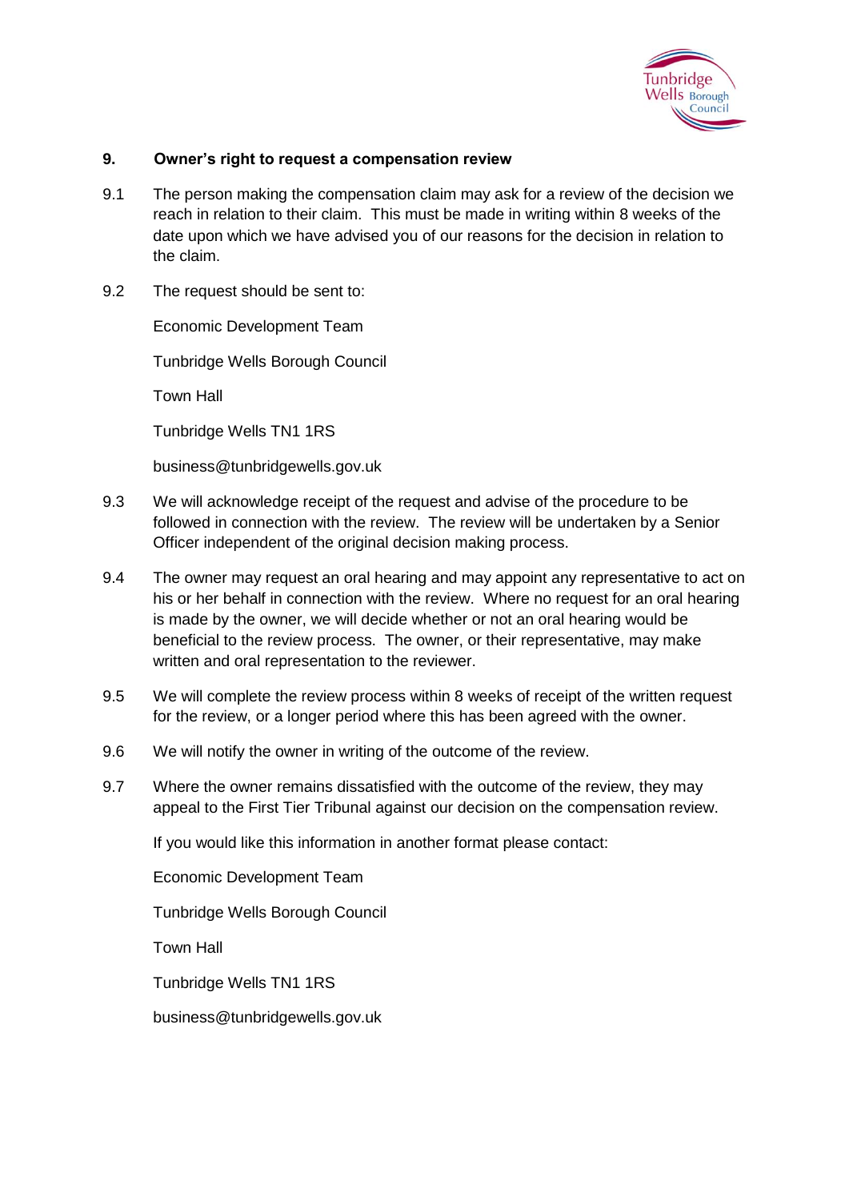## 9. Owner's right to request a compensation review

9.1 The person making the compensation claim may ask for a review of the decision we reach in relation to their claim. This must be made in writing within 8 weeks of the date upon which we have advised you of our reasons for the decision in relation to the claim.

9.2 The request should be sent to:

Economic Development Team

Tunbridge Wells Borough Council

Town Hall

Tunbridge Wells TN1 1RS

business@tunbridgewells.gov.uk

9.3 We will acknowledge receipt of the request and advise of the procedure to be followed in connection with the review. The review will be undertaken by a Senior Officer independent of the original decision making process.

9.4 The owner may request an oral hearing and may appoint any representative to act on his or her behalf in connection with the review. Where no request for an oral hearing is made by the owner, we will decide whether or not an oral hearing would be beneficial to the review process. The owner, or their representative, may make written and oral representation to the reviewer.

9.5 We will complete the review process within 8 weeks of receipt of the written request for the review, or a longer period where this has been agreed with the owner.

9.6 We will notify the owner in writing of the outcome of the review.

9.7 Where the owner remains dissatisfied with the outcome of the review, they may appeal to the First Tier Tribunal against our decision on the compensation review.

If you would like this information in another format please contact:

Economic Development Team

Tunbridge Wells Borough Council

Town Hall

Tunbridge Wells TN1 1RS

business@tunbridgewells.gov.uk